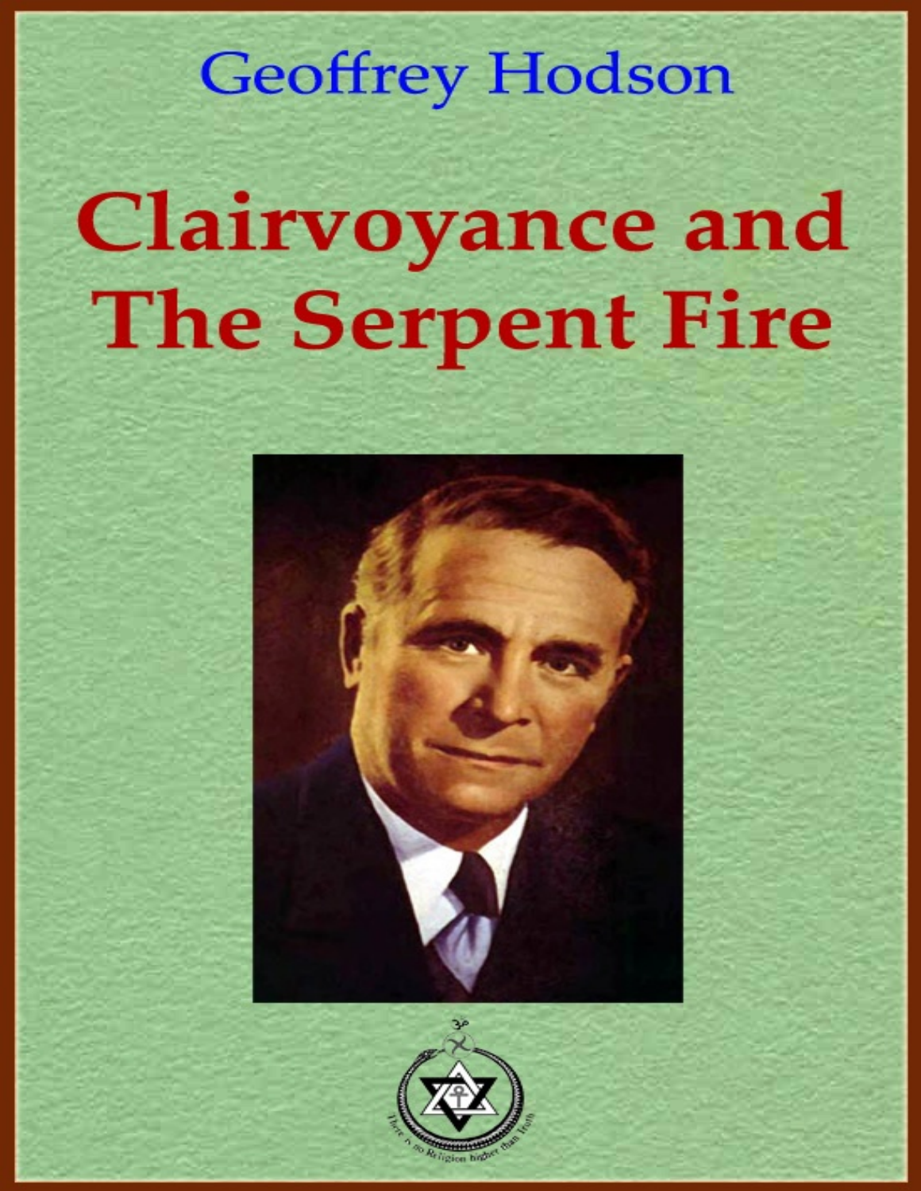Geoffrey Hodson

# Clairvoyance and The Serpent Fire

There is no Religion higher than Truth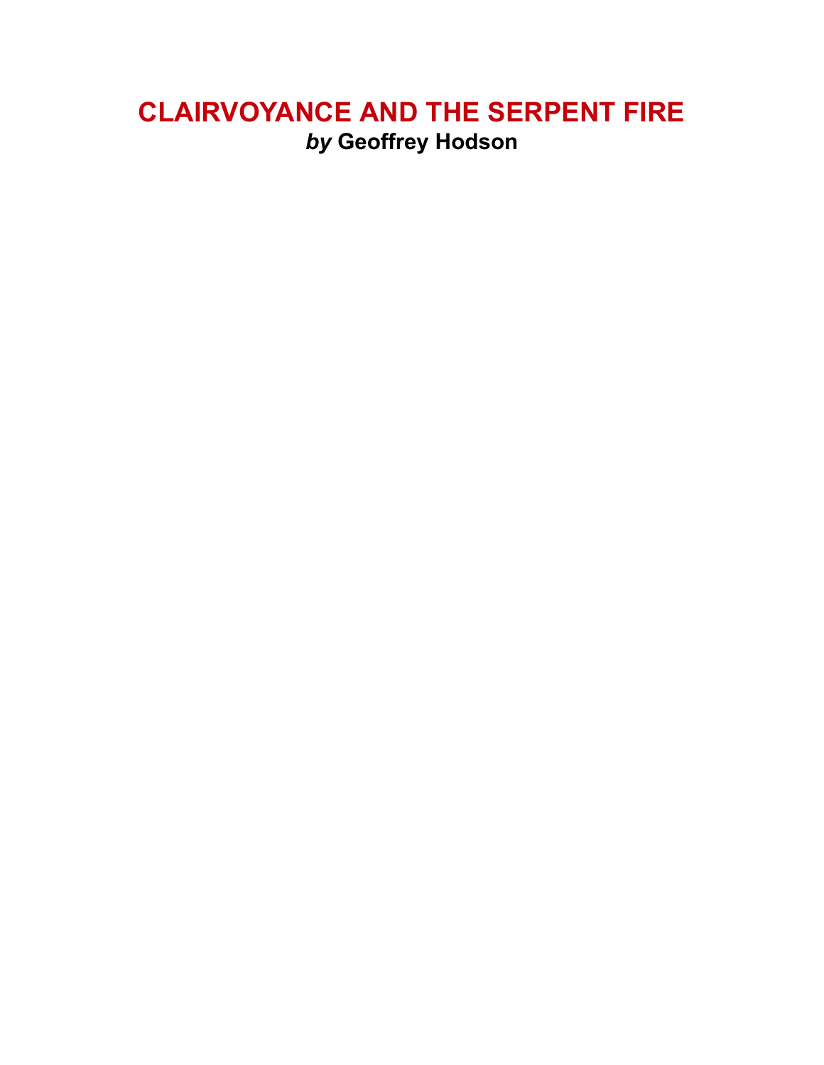# CLAIRVOYANCE AND THE SERPENT FIRE

***by* Geoffrey Hodson**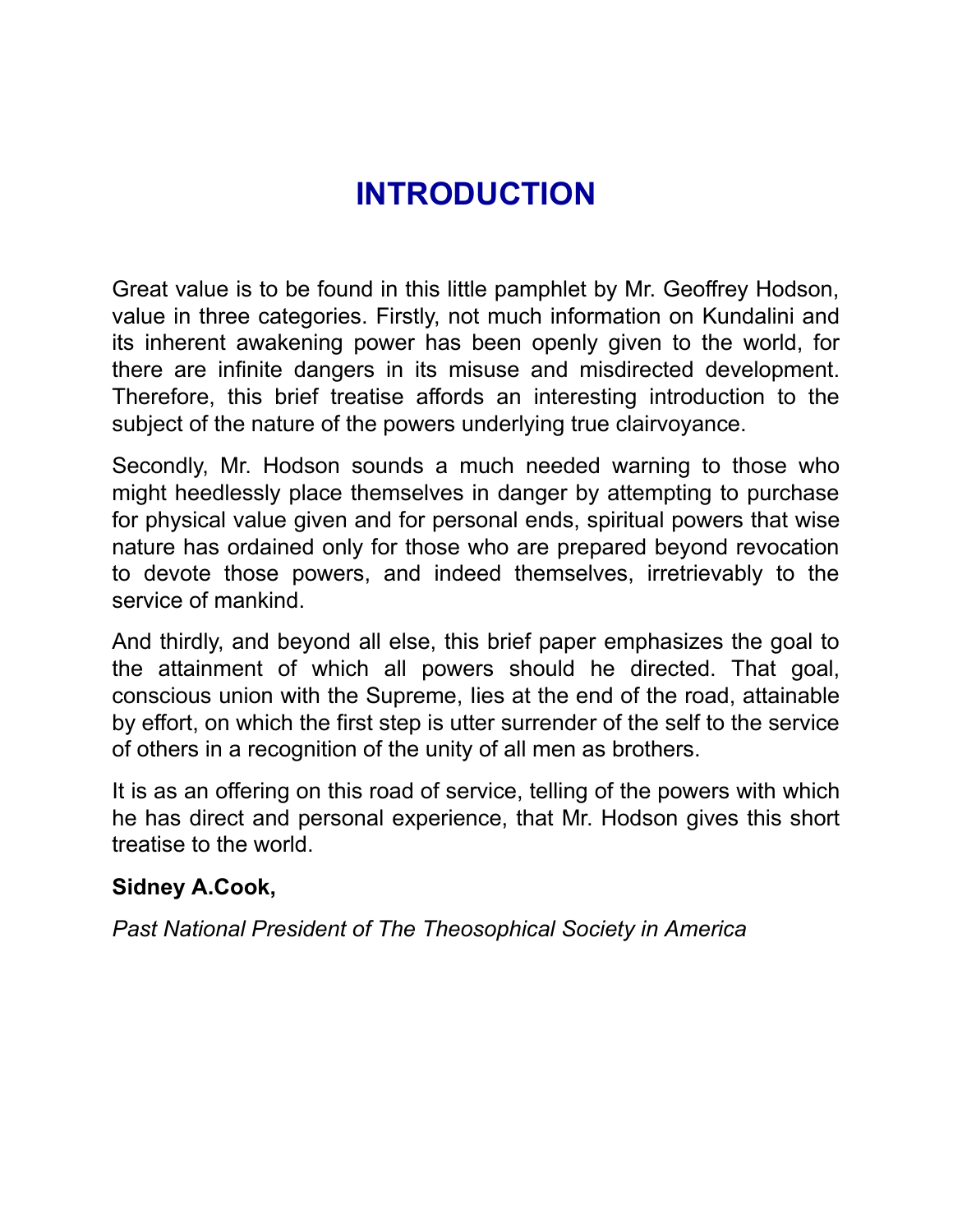# INTRODUCTION

Great value is to be found in this little pamphlet by Mr. Geoffrey Hodson, value in three categories. Firstly, not much information on Kundalini and its inherent awakening power has been openly given to the world, for there are infinite dangers in its misuse and misdirected development. Therefore, this brief treatise affords an interesting introduction to the subject of the nature of the powers underlying true clairvoyance.

Secondly, Mr. Hodson sounds a much needed warning to those who might heedlessly place themselves in danger by attempting to purchase for physical value given and for personal ends, spiritual powers that wise nature has ordained only for those who are prepared beyond revocation to devote those powers, and indeed themselves, irretrievably to the service of mankind.

And thirdly, and beyond all else, this brief paper emphasizes the goal to the attainment of which all powers should he directed. That goal, conscious union with the Supreme, lies at the end of the road, attainable by effort, on which the first step is utter surrender of the self to the service of others in a recognition of the unity of all men as brothers.

It is as an offering on this road of service, telling of the powers with which he has direct and personal experience, that Mr. Hodson gives this short treatise to the world.

**Sidney A.Cook,**

*Past National President of The Theosophical Society in America*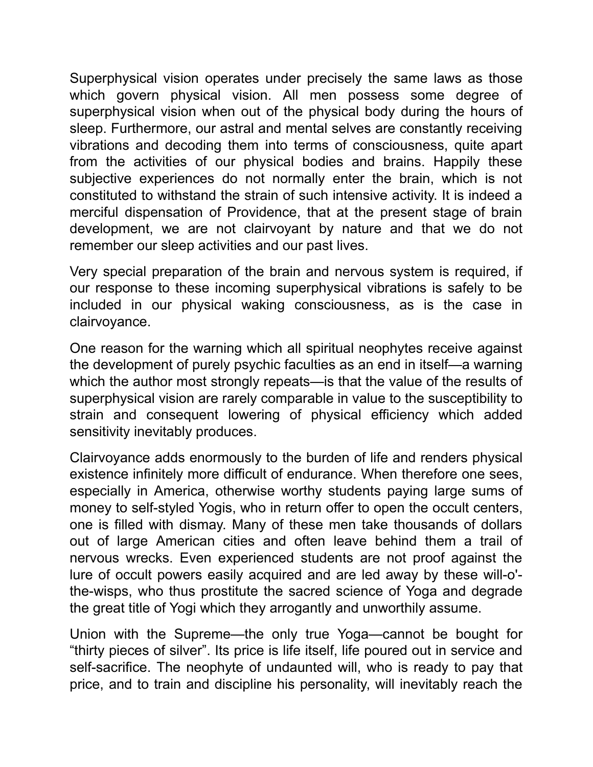Superphysical vision operates under precisely the same laws as those which govern physical vision. All men possess some degree of superphysical vision when out of the physical body during the hours of sleep. Furthermore, our astral and mental selves are constantly receiving vibrations and decoding them into terms of consciousness, quite apart from the activities of our physical bodies and brains. Happily these subjective experiences do not normally enter the brain, which is not constituted to withstand the strain of such intensive activity. It is indeed a merciful dispensation of Providence, that at the present stage of brain development, we are not clairvoyant by nature and that we do not remember our sleep activities and our past lives.

Very special preparation of the brain and nervous system is required, if our response to these incoming superphysical vibrations is safely to be included in our physical waking consciousness, as is the case in clairvoyance.

One reason for the warning which all spiritual neophytes receive against the development of purely psychic faculties as an end in itself—a warning which the author most strongly repeats—is that the value of the results of superphysical vision are rarely comparable in value to the susceptibility to strain and consequent lowering of physical efficiency which added sensitivity inevitably produces.

Clairvoyance adds enormously to the burden of life and renders physical existence infinitely more difficult of endurance. When therefore one sees, especially in America, otherwise worthy students paying large sums of money to self-styled Yogis, who in return offer to open the occult centers, one is filled with dismay. Many of these men take thousands of dollars out of large American cities and often leave behind them a trail of nervous wrecks. Even experienced students are not proof against the lure of occult powers easily acquired and are led away by these will-o'-the-wisps, who thus prostitute the sacred science of Yoga and degrade the great title of Yogi which they arrogantly and unworthily assume.

Union with the Supreme—the only true Yoga—cannot be bought for "thirty pieces of silver". Its price is life itself, life poured out in service and self-sacrifice. The neophyte of undaunted will, who is ready to pay that price, and to train and discipline his personality, will inevitably reach the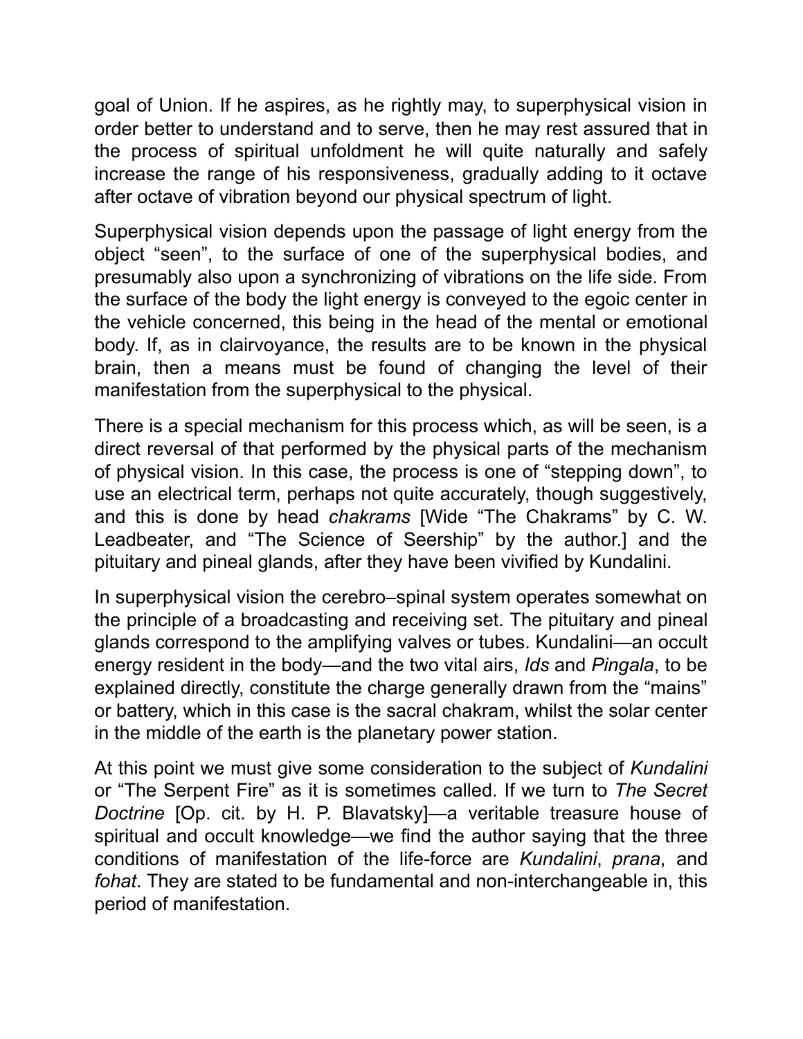goal of Union. If he aspires, as he rightly may, to superphysical vision in order better to understand and to serve, then he may rest assured that in the process of spiritual unfoldment he will quite naturally and safely increase the range of his responsiveness, gradually adding to it octave after octave of vibration beyond our physical spectrum of light.

Superphysical vision depends upon the passage of light energy from the object "seen", to the surface of one of the superphysical bodies, and presumably also upon a synchronizing of vibrations on the life side. From the surface of the body the light energy is conveyed to the egoic center in the vehicle concerned, this being in the head of the mental or emotional body. If, as in clairvoyance, the results are to be known in the physical brain, then a means must be found of changing the level of their manifestation from the superphysical to the physical.

There is a special mechanism for this process which, as will be seen, is a direct reversal of that performed by the physical parts of the mechanism of physical vision. In this case, the process is one of "stepping down", to use an electrical term, perhaps not quite accurately, though suggestively, and this is done by head *chakrams* [Wide "The Chakrams" by C. W. Leadbeater, and "The Science of Seership" by the author.] and the pituitary and pineal glands, after they have been vivified by Kundalini.

In superphysical vision the cerebro–spinal system operates somewhat on the principle of a broadcasting and receiving set. The pituitary and pineal glands correspond to the amplifying valves or tubes. Kundalini—an occult energy resident in the body—and the two vital airs, *Ids* and *Pingala*, to be explained directly, constitute the charge generally drawn from the "mains" or battery, which in this case is the sacral chakram, whilst the solar center in the middle of the earth is the planetary power station.

At this point we must give some consideration to the subject of *Kundalini* or "The Serpent Fire" as it is sometimes called. If we turn to *The Secret Doctrine* [Op. cit. by H. P. Blavatsky]—a veritable treasure house of spiritual and occult knowledge—we find the author saying that the three conditions of manifestation of the life-force are *Kundalini*, *prana*, and *fohat*. They are stated to be fundamental and non-interchangeable in, this period of manifestation.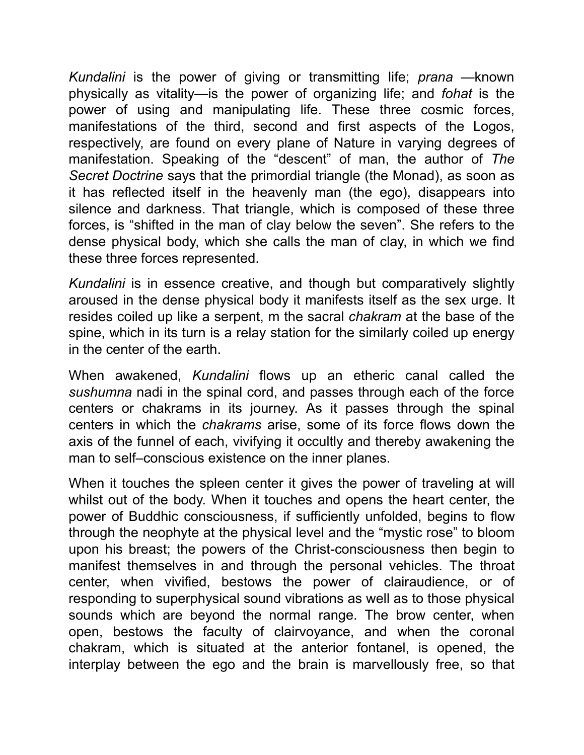*Kundalini* is the power of giving or transmitting life; *prana* —known physically as vitality—is the power of organizing life; and *fohat* is the power of using and manipulating life. These three cosmic forces, manifestations of the third, second and first aspects of the Logos, respectively, are found on every plane of Nature in varying degrees of manifestation. Speaking of the "descent" of man, the author of *The Secret Doctrine* says that the primordial triangle (the Monad), as soon as it has reflected itself in the heavenly man (the ego), disappears into silence and darkness. That triangle, which is composed of these three forces, is "shifted in the man of clay below the seven". She refers to the dense physical body, which she calls the man of clay, in which we find these three forces represented.

*Kundalini* is in essence creative, and though but comparatively slightly aroused in the dense physical body it manifests itself as the sex urge. It resides coiled up like a serpent, m the sacral *chakram* at the base of the spine, which in its turn is a relay station for the similarly coiled up energy in the center of the earth.

When awakened, *Kundalini* flows up an etheric canal called the *sushumna* nadi in the spinal cord, and passes through each of the force centers or chakrams in its journey. As it passes through the spinal centers in which the *chakrams* arise, some of its force flows down the axis of the funnel of each, vivifying it occultly and thereby awakening the man to self–conscious existence on the inner planes.

When it touches the spleen center it gives the power of traveling at will whilst out of the body. When it touches and opens the heart center, the power of Buddhic consciousness, if sufficiently unfolded, begins to flow through the neophyte at the physical level and the "mystic rose" to bloom upon his breast; the powers of the Christ-consciousness then begin to manifest themselves in and through the personal vehicles. The throat center, when vivified, bestows the power of clairaudience, or of responding to superphysical sound vibrations as well as to those physical sounds which are beyond the normal range. The brow center, when open, bestows the faculty of clairvoyance, and when the coronal chakram, which is situated at the anterior fontanel, is opened, the interplay between the ego and the brain is marvellously free, so that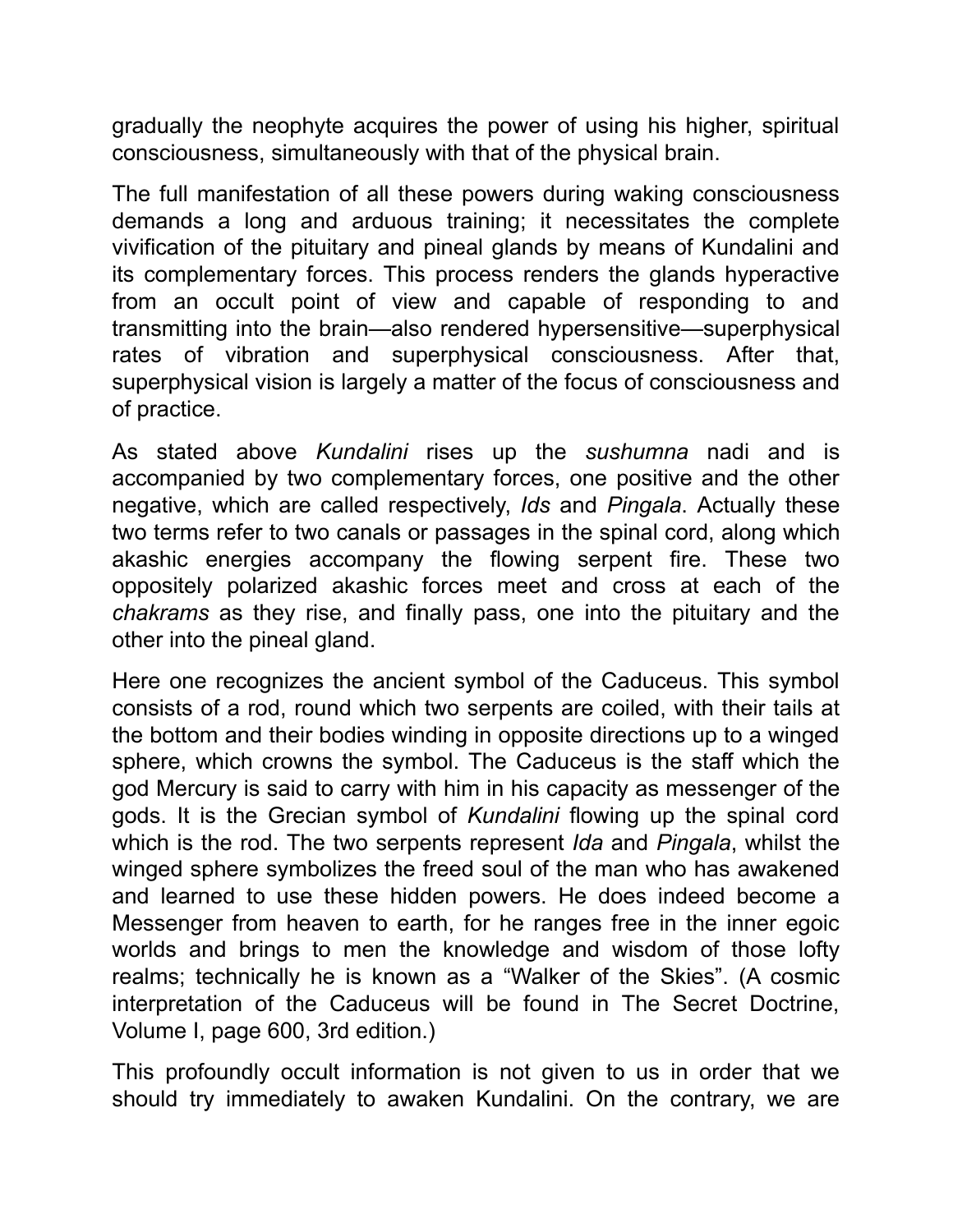gradually the neophyte acquires the power of using his higher, spiritual consciousness, simultaneously with that of the physical brain.

The full manifestation of all these powers during waking consciousness demands a long and arduous training; it necessitates the complete vivification of the pituitary and pineal glands by means of Kundalini and its complementary forces. This process renders the glands hyperactive from an occult point of view and capable of responding to and transmitting into the brain—also rendered hypersensitive—superphysical rates of vibration and superphysical consciousness. After that, superphysical vision is largely a matter of the focus of consciousness and of practice.

As stated above *Kundalini* rises up the *sushumna* nadi and is accompanied by two complementary forces, one positive and the other negative, which are called respectively, *Ids* and *Pingala*. Actually these two terms refer to two canals or passages in the spinal cord, along which akashic energies accompany the flowing serpent fire. These two oppositely polarized akashic forces meet and cross at each of the *chakrams* as they rise, and finally pass, one into the pituitary and the other into the pineal gland.

Here one recognizes the ancient symbol of the Caduceus. This symbol consists of a rod, round which two serpents are coiled, with their tails at the bottom and their bodies winding in opposite directions up to a winged sphere, which crowns the symbol. The Caduceus is the staff which the god Mercury is said to carry with him in his capacity as messenger of the gods. It is the Grecian symbol of *Kundalini* flowing up the spinal cord which is the rod. The two serpents represent *Ida* and *Pingala*, whilst the winged sphere symbolizes the freed soul of the man who has awakened and learned to use these hidden powers. He does indeed become a Messenger from heaven to earth, for he ranges free in the inner egoic worlds and brings to men the knowledge and wisdom of those lofty realms; technically he is known as a "Walker of the Skies". (A cosmic interpretation of the Caduceus will be found in The Secret Doctrine, Volume I, page 600, 3rd edition.)

This profoundly occult information is not given to us in order that we should try immediately to awaken Kundalini. On the contrary, we are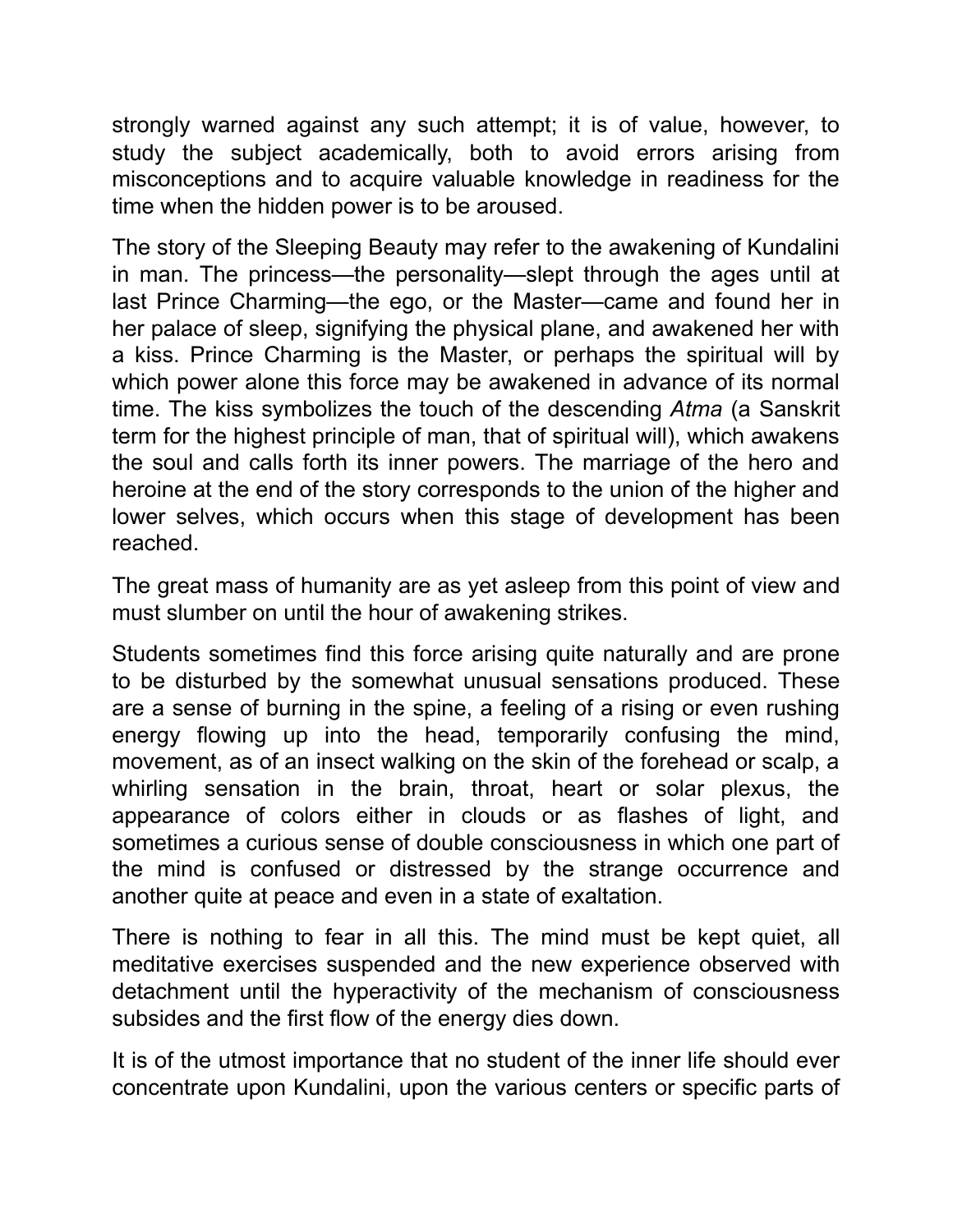strongly warned against any such attempt; it is of value, however, to study the subject academically, both to avoid errors arising from misconceptions and to acquire valuable knowledge in readiness for the time when the hidden power is to be aroused.

The story of the Sleeping Beauty may refer to the awakening of Kundalini in man. The princess—the personality—slept through the ages until at last Prince Charming—the ego, or the Master—came and found her in her palace of sleep, signifying the physical plane, and awakened her with a kiss. Prince Charming is the Master, or perhaps the spiritual will by which power alone this force may be awakened in advance of its normal time. The kiss symbolizes the touch of the descending *Atma* (a Sanskrit term for the highest principle of man, that of spiritual will), which awakens the soul and calls forth its inner powers. The marriage of the hero and heroine at the end of the story corresponds to the union of the higher and lower selves, which occurs when this stage of development has been reached.

The great mass of humanity are as yet asleep from this point of view and must slumber on until the hour of awakening strikes.

Students sometimes find this force arising quite naturally and are prone to be disturbed by the somewhat unusual sensations produced. These are a sense of burning in the spine, a feeling of a rising or even rushing energy flowing up into the head, temporarily confusing the mind, movement, as of an insect walking on the skin of the forehead or scalp, a whirling sensation in the brain, throat, heart or solar plexus, the appearance of colors either in clouds or as flashes of light, and sometimes a curious sense of double consciousness in which one part of the mind is confused or distressed by the strange occurrence and another quite at peace and even in a state of exaltation.

There is nothing to fear in all this. The mind must be kept quiet, all meditative exercises suspended and the new experience observed with detachment until the hyperactivity of the mechanism of consciousness subsides and the first flow of the energy dies down.

It is of the utmost importance that no student of the inner life should ever concentrate upon Kundalini, upon the various centers or specific parts of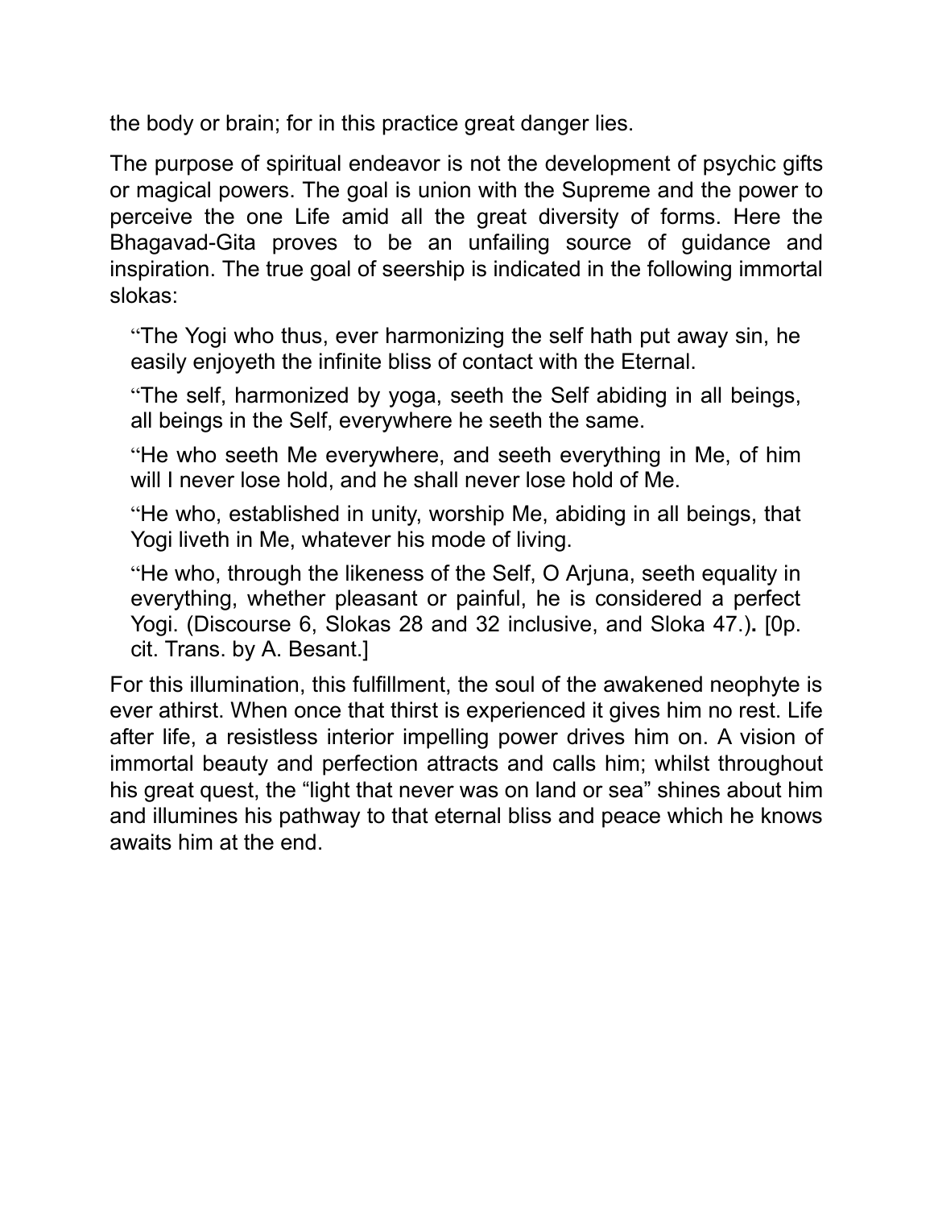the body or brain; for in this practice great danger lies.

The purpose of spiritual endeavor is not the development of psychic gifts or magical powers. The goal is union with the Supreme and the power to perceive the one Life amid all the great diversity of forms. Here the Bhagavad-Gita proves to be an unfailing source of guidance and inspiration. The true goal of seership is indicated in the following immortal slokas:

> "The Yogi who thus, ever harmonizing the self hath put away sin, he easily enjoyeth the infinite bliss of contact with the Eternal.
>
> "The self, harmonized by yoga, seeth the Self abiding in all beings, all beings in the Self, everywhere he seeth the same.
>
> "He who seeth Me everywhere, and seeth everything in Me, of him will I never lose hold, and he shall never lose hold of Me.
>
> "He who, established in unity, worship Me, abiding in all beings, that Yogi liveth in Me, whatever his mode of living.
>
> "He who, through the likeness of the Self, O Arjuna, seeth equality in everything, whether pleasant or painful, he is considered a perfect Yogi. (Discourse 6, Slokas 28 and 32 inclusive, and Sloka 47.)**.** [0p. cit. Trans. by A. Besant.]

For this illumination, this fulfillment, the soul of the awakened neophyte is ever athirst. When once that thirst is experienced it gives him no rest. Life after life, a resistless interior impelling power drives him on. A vision of immortal beauty and perfection attracts and calls him; whilst throughout his great quest, the "light that never was on land or sea" shines about him and illumines his pathway to that eternal bliss and peace which he knows awaits him at the end.